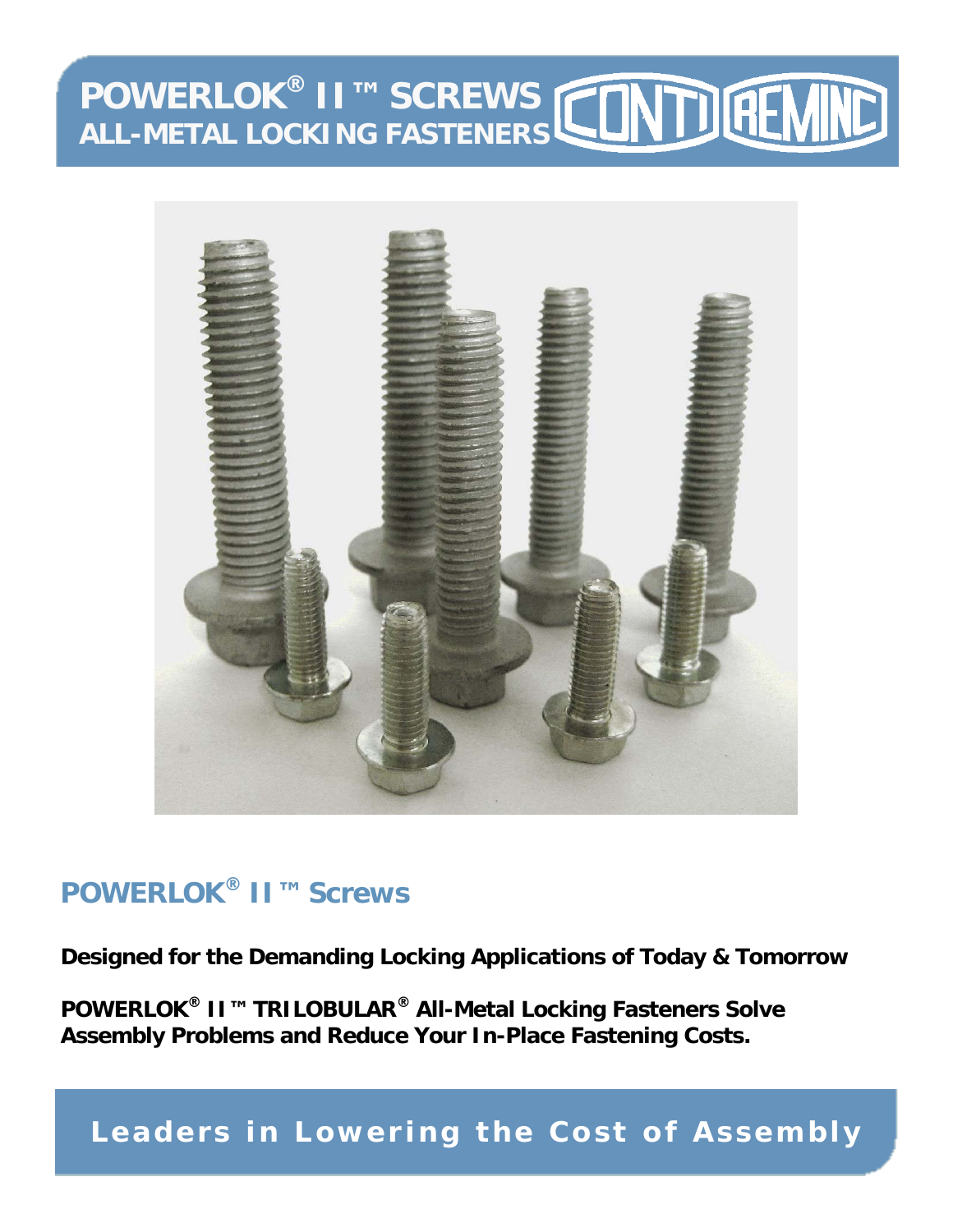# POWERLOK® II™ SCREWS
## ALL-METAL LOCKING FASTENERS

CONTI REMINC

## POWERLOK® II™ Screws

**Designed for the Demanding Locking Applications of Today & Tomorrow**

**POWERLOK® II™ TRILOBULAR® All-Metal Locking Fasteners Solve Assembly Problems and Reduce Your In-Place Fastening Costs.**

**Leaders in Lowering the Cost of Assembly**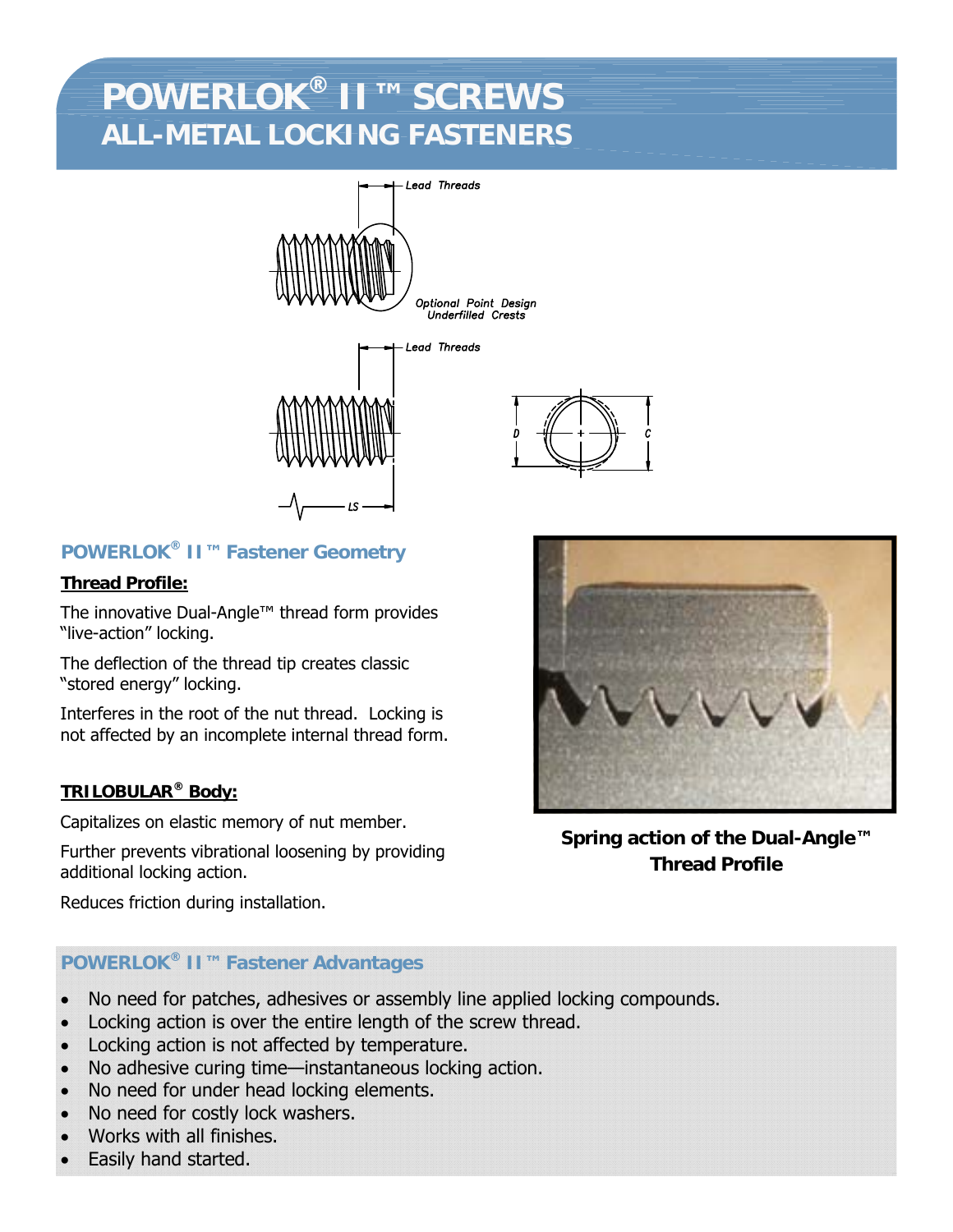# POWERLOK® II ™ SCREWS

## ALL-METAL LOCKING FASTENERS

Lead Threads

Optional Point Design
Underfilled Crests

Lead Threads

D

C

LS

### POWERLOK® II ™ Fastener Geometry

**Thread Profile:**

The innovative Dual-Angle™ thread form provides "live-action" locking.

The deflection of the thread tip creates classic "stored energy" locking.

Interferes in the root of the nut thread. Locking is not affected by an incomplete internal thread form.

**TRILOBULAR® Body:**

Capitalizes on elastic memory of nut member.

Further prevents vibrational loosening by providing additional locking action.

Reduces friction during installation.

**Spring action of the Dual-Angle™ Thread Profile**

### POWERLOK® II ™ Fastener Advantages

- No need for patches, adhesives or assembly line applied locking compounds.
- Locking action is over the entire length of the screw thread.
- Locking action is not affected by temperature.
- No adhesive curing time—instantaneous locking action.
- No need for under head locking elements.
- No need for costly lock washers.
- Works with all finishes.
- Easily hand started.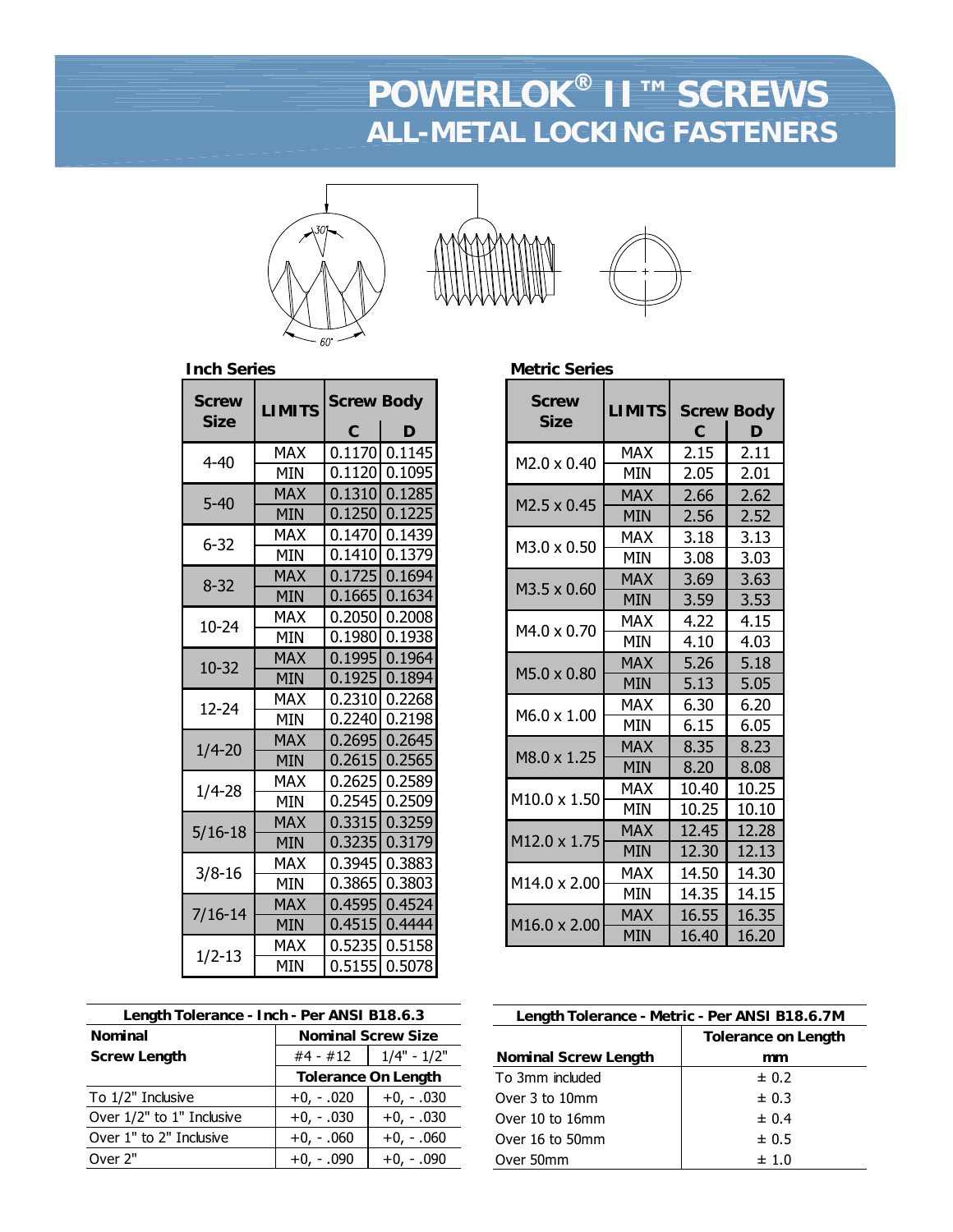# POWERLOK® II™ SCREWS
## ALL-METAL LOCKING FASTENERS

### Inch Series

| Screw Size | LIMITS | Screw Body C | D |
|---|---|---|---|
| 4-40 | MAX | 0.1170 | 0.1145 |
| | MIN | 0.1120 | 0.1095 |
| 5-40 | MAX | 0.1310 | 0.1285 |
| | MIN | 0.1250 | 0.1225 |
| 6-32 | MAX | 0.1470 | 0.1439 |
| | MIN | 0.1410 | 0.1379 |
| 8-32 | MAX | 0.1725 | 0.1694 |
| | MIN | 0.1665 | 0.1634 |
| 10-24 | MAX | 0.2050 | 0.2008 |
| | MIN | 0.1980 | 0.1938 |
| 10-32 | MAX | 0.1995 | 0.1964 |
| | MIN | 0.1925 | 0.1894 |
| 12-24 | MAX | 0.2310 | 0.2268 |
| | MIN | 0.2240 | 0.2198 |
| 1/4-20 | MAX | 0.2695 | 0.2645 |
| | MIN | 0.2615 | 0.2565 |
| 1/4-28 | MAX | 0.2625 | 0.2589 |
| | MIN | 0.2545 | 0.2509 |
| 5/16-18 | MAX | 0.3315 | 0.3259 |
| | MIN | 0.3235 | 0.3179 |
| 3/8-16 | MAX | 0.3945 | 0.3883 |
| | MIN | 0.3865 | 0.3803 |
| 7/16-14 | MAX | 0.4595 | 0.4524 |
| | MIN | 0.4515 | 0.4444 |
| 1/2-13 | MAX | 0.5235 | 0.5158 |
| | MIN | 0.5155 | 0.5078 |

### Metric Series

| Screw Size | LIMITS | Screw Body C | D |
|---|---|---|---|
| M2.0 x 0.40 | MAX | 2.15 | 2.11 |
| | MIN | 2.05 | 2.01 |
| M2.5 x 0.45 | MAX | 2.66 | 2.62 |
| | MIN | 2.56 | 2.52 |
| M3.0 x 0.50 | MAX | 3.18 | 3.13 |
| | MIN | 3.08 | 3.03 |
| M3.5 x 0.60 | MAX | 3.69 | 3.63 |
| | MIN | 3.59 | 3.53 |
| M4.0 x 0.70 | MAX | 4.22 | 4.15 |
| | MIN | 4.10 | 4.03 |
| M5.0 x 0.80 | MAX | 5.26 | 5.18 |
| | MIN | 5.13 | 5.05 |
| M6.0 x 1.00 | MAX | 6.30 | 6.20 |
| | MIN | 6.15 | 6.05 |
| M8.0 x 1.25 | MAX | 8.35 | 8.23 |
| | MIN | 8.20 | 8.08 |
| M10.0 x 1.50 | MAX | 10.40 | 10.25 |
| | MIN | 10.25 | 10.10 |
| M12.0 x 1.75 | MAX | 12.45 | 12.28 |
| | MIN | 12.30 | 12.13 |
| M14.0 x 2.00 | MAX | 14.50 | 14.30 |
| | MIN | 14.35 | 14.15 |
| M16.0 x 2.00 | MAX | 16.55 | 16.35 |
| | MIN | 16.40 | 16.20 |

### Length Tolerance - Inch - Per ANSI B18.6.3

| Nominal Screw Length | Nominal Screw Size #4 - #12 | 1/4" - 1/2" |
|---|---|---|
| | Tolerance On Length | |
| To 1/2" Inclusive | +0, - .020 | +0, - .030 |
| Over 1/2" to 1" Inclusive | +0, - .030 | +0, - .030 |
| Over 1" to 2" Inclusive | +0, - .060 | +0, - .060 |
| Over 2" | +0, - .090 | +0, - .090 |

### Length Tolerance - Metric - Per ANSI B18.6.7M

| Nominal Screw Length | Tolerance on Length mm |
|---|---|
| To 3mm included | ± 0.2 |
| Over 3 to 10mm | ± 0.3 |
| Over 10 to 16mm | ± 0.4 |
| Over 16 to 50mm | ± 0.5 |
| Over 50mm | ± 1.0 |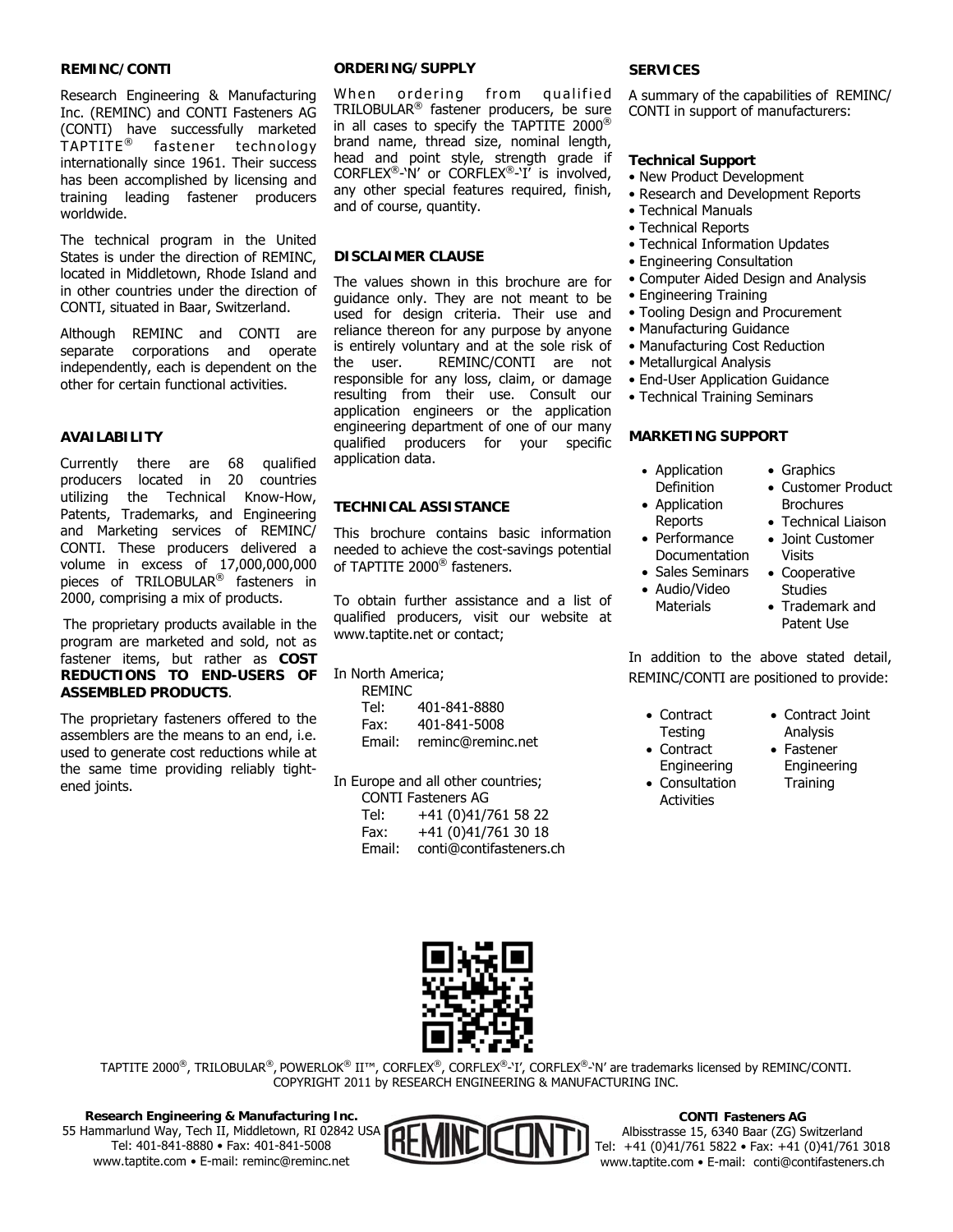## REMINC/CONTI

Research Engineering & Manufacturing Inc. (REMINC) and CONTI Fasteners AG (CONTI) have successfully marketed TAPTITE® fastener technology internationally since 1961. Their success has been accomplished by licensing and training leading fastener producers worldwide.

The technical program in the United States is under the direction of REMINC, located in Middletown, Rhode Island and in other countries under the direction of CONTI, situated in Baar, Switzerland.

Although REMINC and CONTI are separate corporations and operate independently, each is dependent on the other for certain functional activities.

## AVAILABILITY

Currently there are 68 qualified producers located in 20 countries utilizing the Technical Know-How, Patents, Trademarks, and Engineering and Marketing services of REMINC/ CONTI. These producers delivered a volume in excess of 17,000,000,000 pieces of TRILOBULAR® fasteners in 2000, comprising a mix of products.

The proprietary products available in the program are marketed and sold, not as fastener items, but rather as **COST REDUCTIONS TO END-USERS OF ASSEMBLED PRODUCTS**.

The proprietary fasteners offered to the assemblers are the means to an end, i.e. used to generate cost reductions while at the same time providing reliably tight-ened joints.

## ORDERING/SUPPLY

When ordering from qualified TRILOBULAR® fastener producers, be sure in all cases to specify the TAPTITE 2000® brand name, thread size, nominal length, head and point style, strength grade if CORFLEX®-'N' or CORFLEX®-'I' is involved, any other special features required, finish, and of course, quantity.

## DISCLAIMER CLAUSE

The values shown in this brochure are for guidance only. They are not meant to be used for design criteria. Their use and reliance thereon for any purpose by anyone is entirely voluntary and at the sole risk of the user. REMINC/CONTI are not responsible for any loss, claim, or damage resulting from their use. Consult our application engineers or the application engineering department of one of our many qualified producers for your specific application data.

## TECHNICAL ASSISTANCE

This brochure contains basic information needed to achieve the cost-savings potential of TAPTITE 2000® fasteners.

To obtain further assistance and a list of qualified producers, visit our website at www.taptite.net or contact;

In North America;
REMINC
Tel: 401-841-8880
Fax: 401-841-5008
Email: reminc@reminc.net

In Europe and all other countries;
CONTI Fasteners AG
Tel: +41 (0)41/761 58 22
Fax: +41 (0)41/761 30 18
Email: conti@contifasteners.ch

## SERVICES

A summary of the capabilities of REMINC/ CONTI in support of manufacturers:

### Technical Support

- New Product Development
- Research and Development Reports
- Technical Manuals
- Technical Reports
- Technical Information Updates
- Engineering Consultation
- Computer Aided Design and Analysis
- Engineering Training
- Tooling Design and Procurement
- Manufacturing Guidance
- Manufacturing Cost Reduction
- Metallurgical Analysis
- End-User Application Guidance
- Technical Training Seminars

### MARKETING SUPPORT

- Application Definition
- Application Reports
- Performance Documentation
- Sales Seminars
- Audio/Video Materials
- Graphics
- Customer Product Brochures
- Technical Liaison
- Joint Customer Visits
- Cooperative Studies
- Trademark and Patent Use

In addition to the above stated detail, REMINC/CONTI are positioned to provide:

- Contract Testing
- Contract Engineering
- Consultation Activities
- Contract Joint Analysis
- Fastener Engineering Training

TAPTITE 2000®, TRILOBULAR®, POWERLOK® II™, CORFLEX®, CORFLEX®-'I', CORFLEX®-'N' are trademarks licensed by REMINC/CONTI.
COPYRIGHT 2011 by RESEARCH ENGINEERING & MANUFACTURING INC.

**Research Engineering & Manufacturing Inc.**
55 Hammarlund Way, Tech II, Middletown, RI 02842 USA
Tel: 401-841-8880 • Fax: 401-841-5008
www.taptite.com • E-mail: reminc@reminc.net

**CONTI Fasteners AG**
Albisstrasse 15, 6340 Baar (ZG) Switzerland
Tel: +41 (0)41/761 5822 • Fax: +41 (0)41/761 3018
www.taptite.com • E-mail: conti@contifasteners.ch